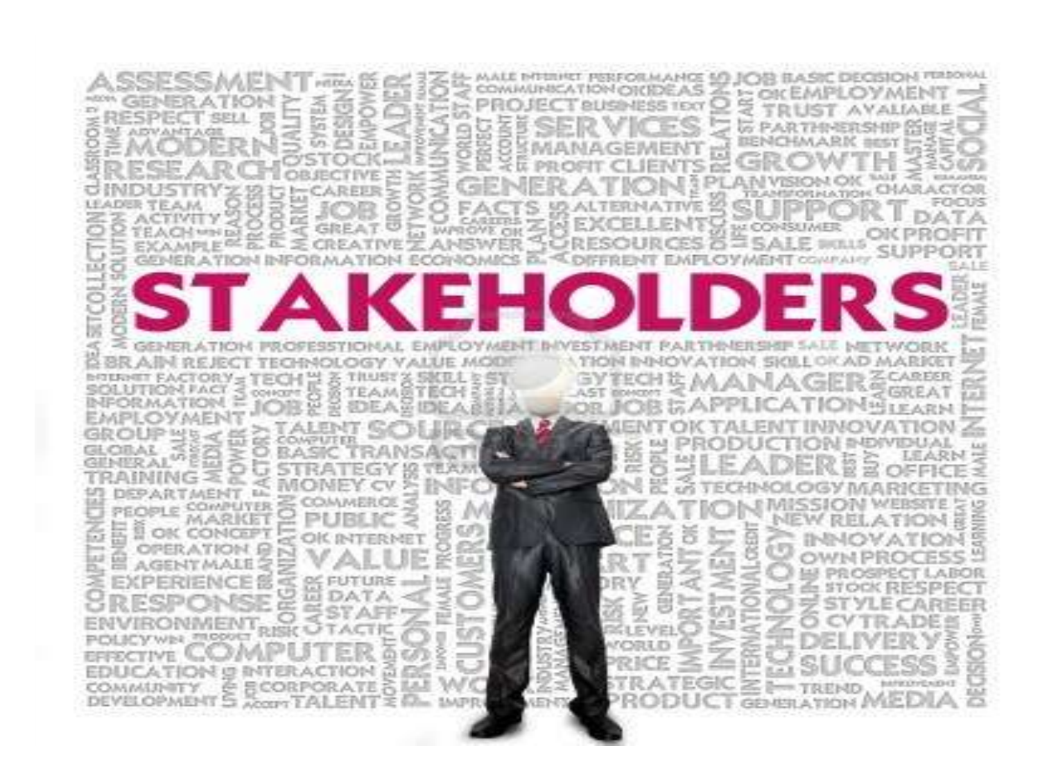# STAKEHOLDERS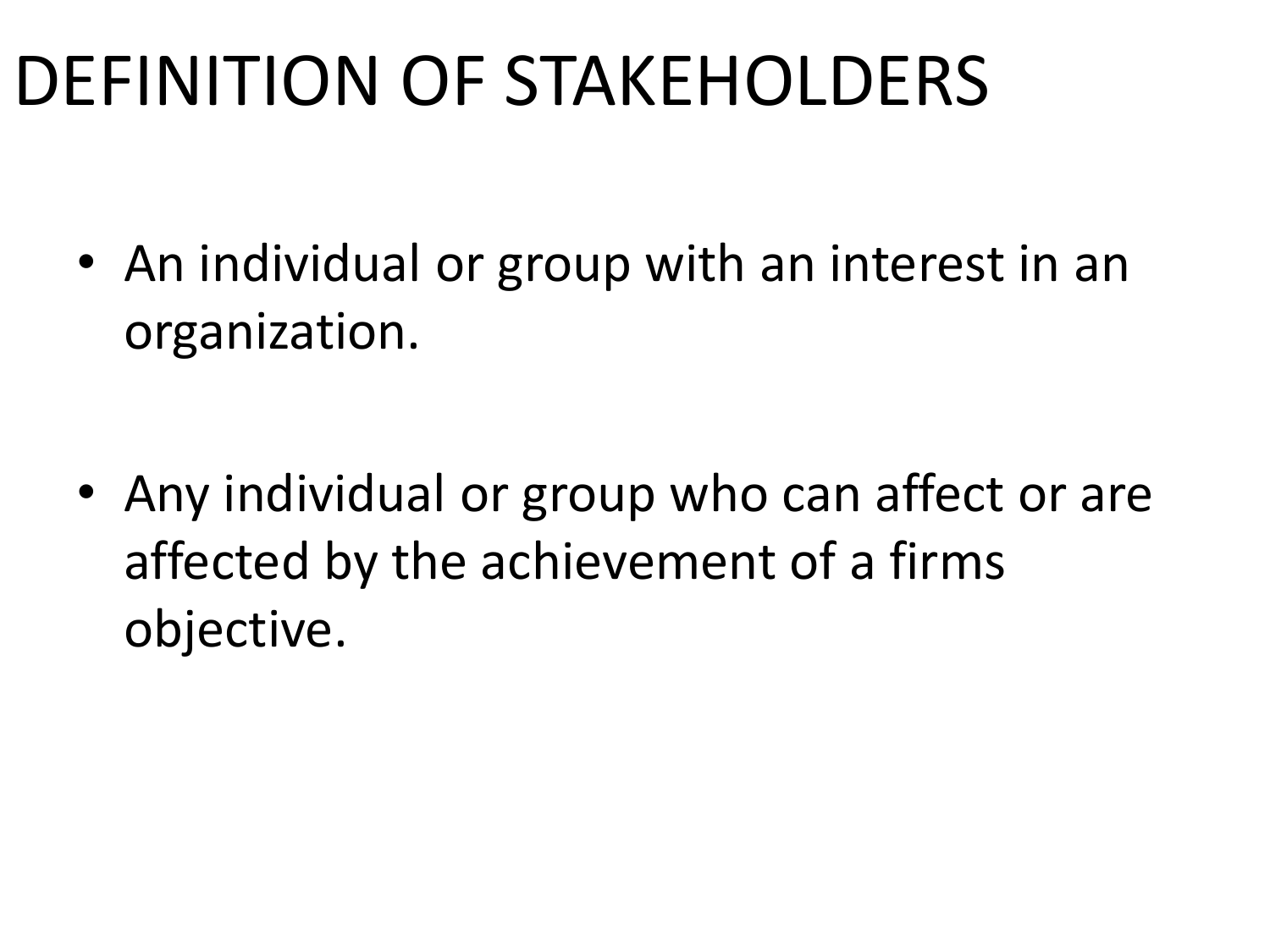# DEFINITION OF STAKEHOLDERS

- An individual or group with an interest in an organization.

- Any individual or group who can affect or are affected by the achievement of a firms objective.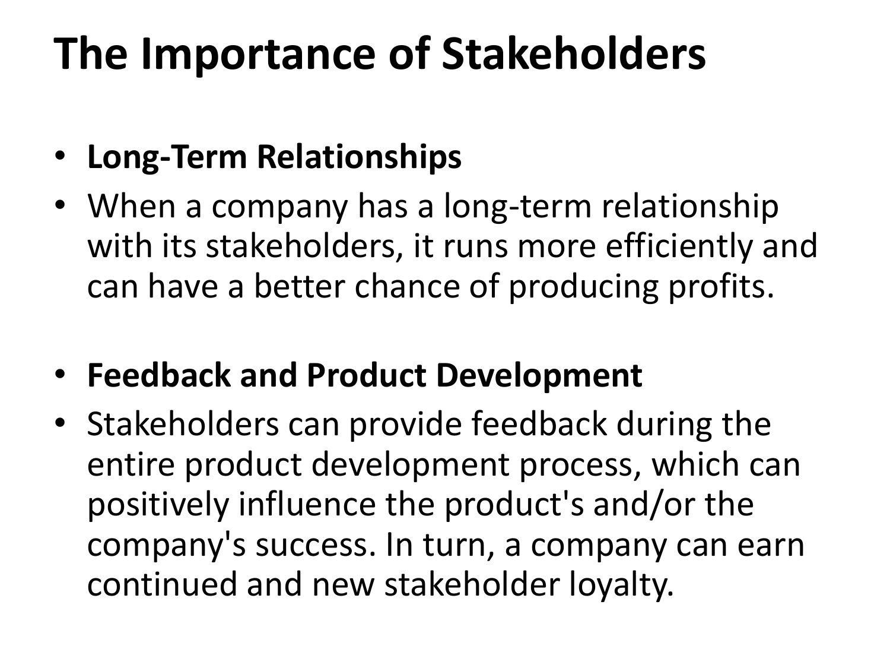# The Importance of Stakeholders

- **Long-Term Relationships**
- When a company has a long-term relationship with its stakeholders, it runs more efficiently and can have a better chance of producing profits.

- **Feedback and Product Development**
- Stakeholders can provide feedback during the entire product development process, which can positively influence the product's and/or the company's success. In turn, a company can earn continued and new stakeholder loyalty.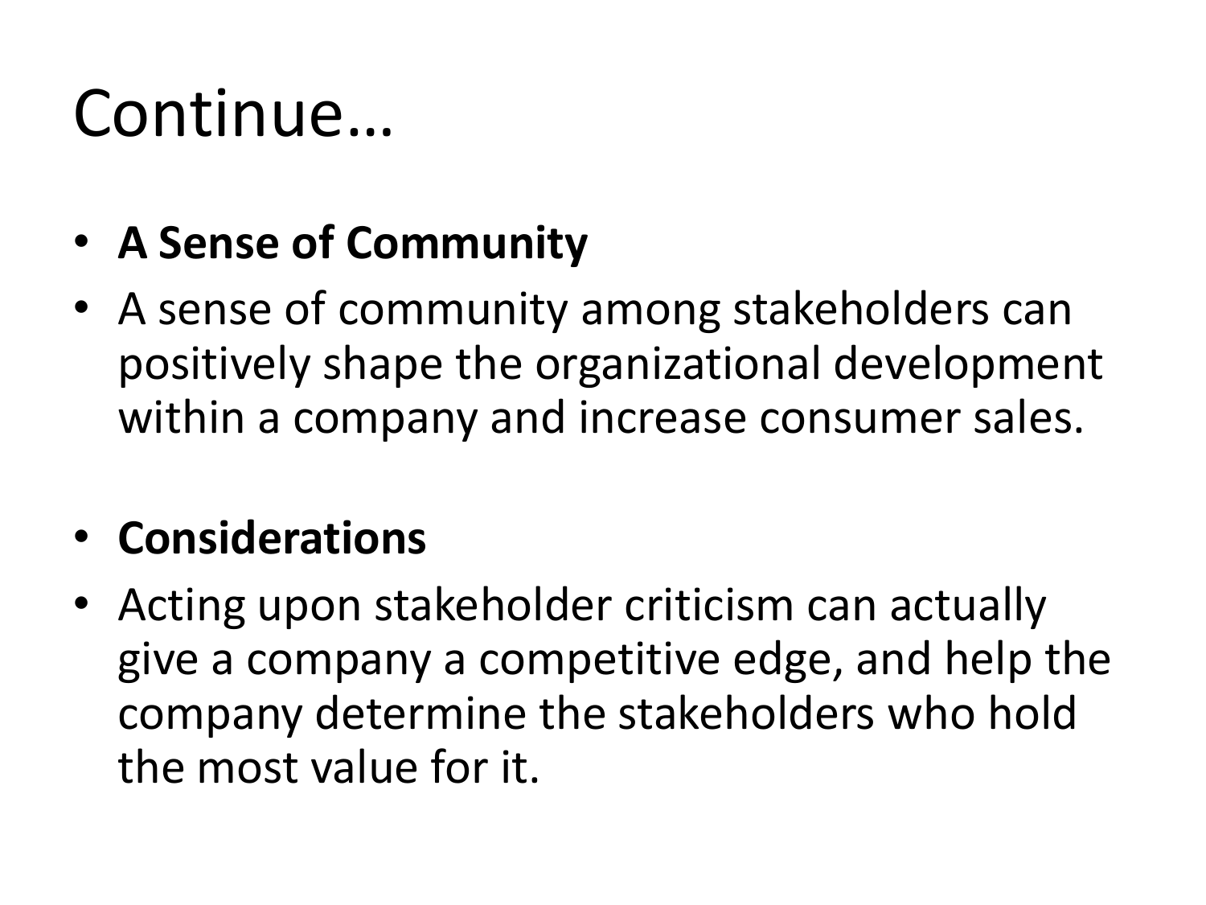# Continue…

- **A Sense of Community**
- A sense of community among stakeholders can positively shape the organizational development within a company and increase consumer sales.

- **Considerations**
- Acting upon stakeholder criticism can actually give a company a competitive edge, and help the company determine the stakeholders who hold the most value for it.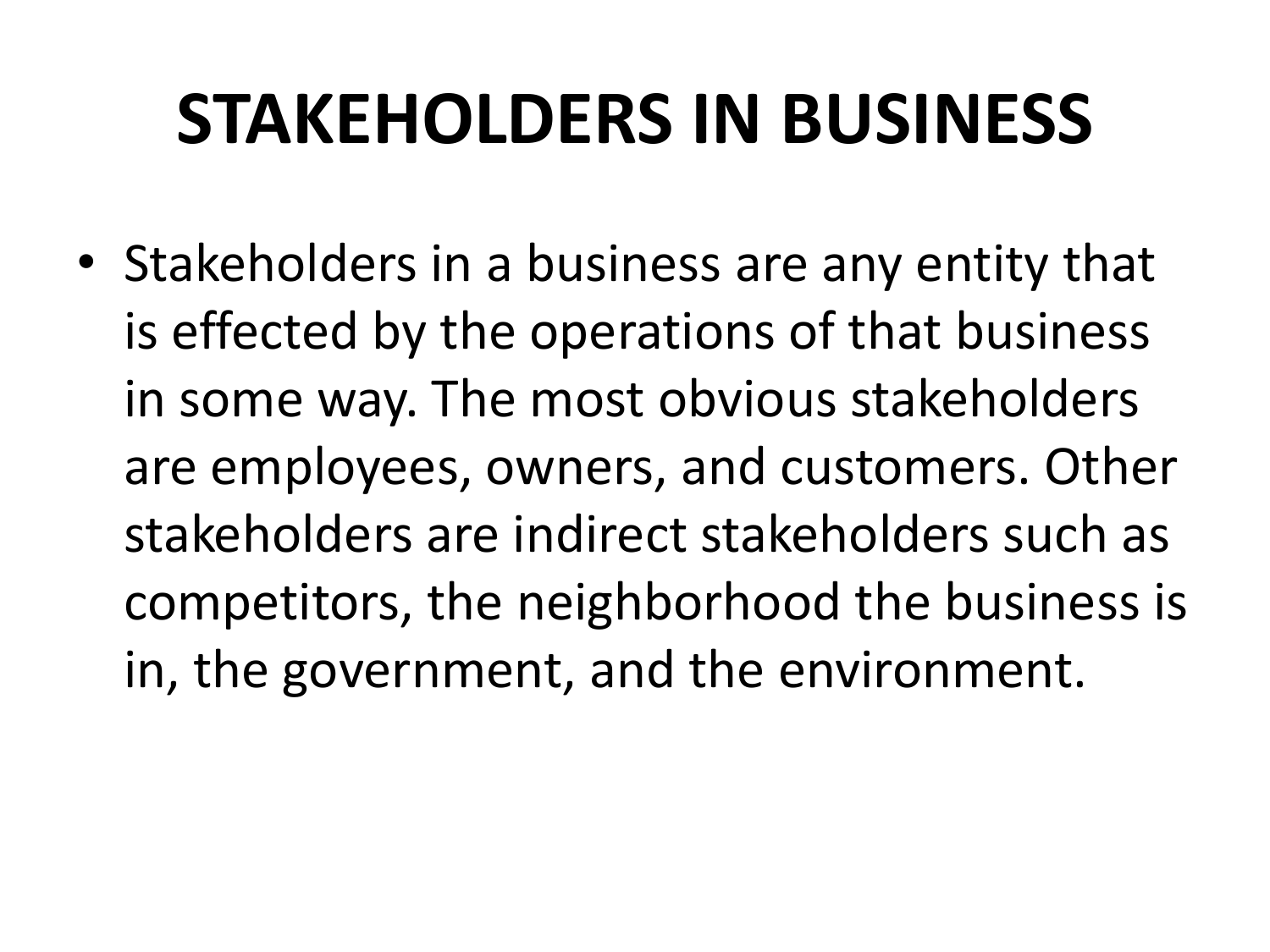# STAKEHOLDERS IN BUSINESS

- Stakeholders in a business are any entity that is effected by the operations of that business in some way. The most obvious stakeholders are employees, owners, and customers. Other stakeholders are indirect stakeholders such as competitors, the neighborhood the business is in, the government, and the environment.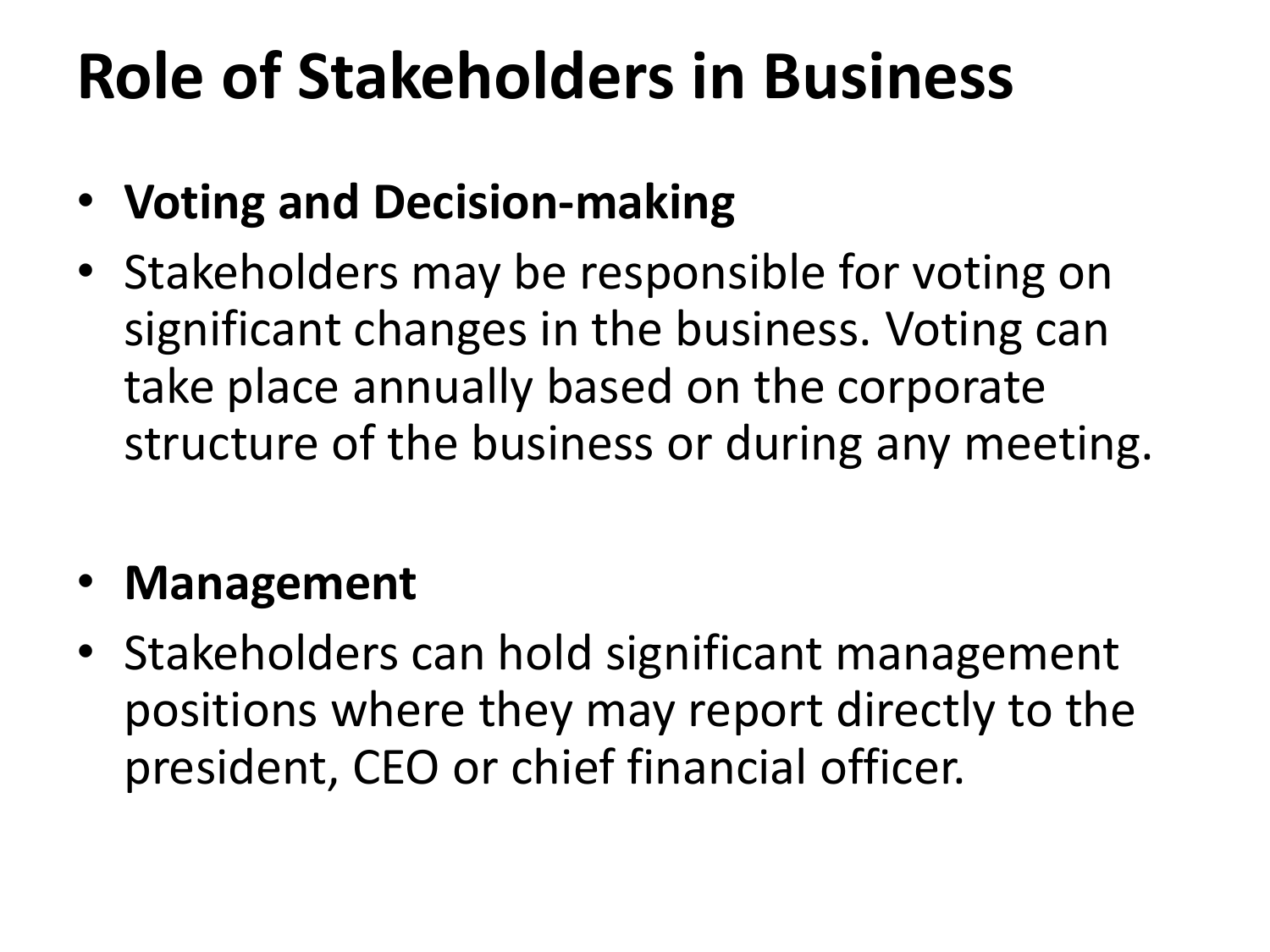# Role of Stakeholders in Business

- **Voting and Decision-making**
- Stakeholders may be responsible for voting on significant changes in the business. Voting can take place annually based on the corporate structure of the business or during any meeting.

- **Management**
- Stakeholders can hold significant management positions where they may report directly to the president, CEO or chief financial officer.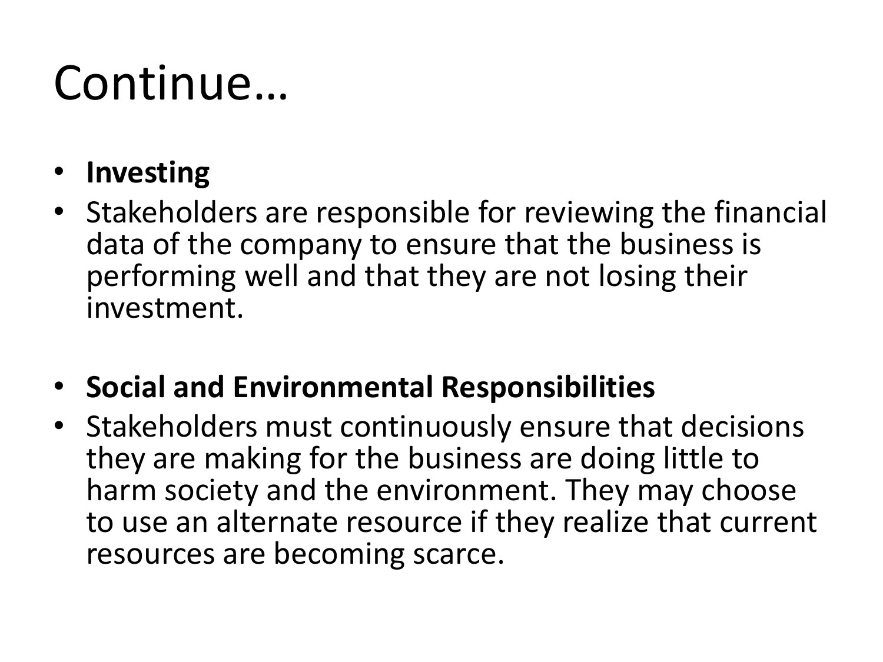# Continue…

- **Investing**
- Stakeholders are responsible for reviewing the financial data of the company to ensure that the business is performing well and that they are not losing their investment.

- **Social and Environmental Responsibilities**
- Stakeholders must continuously ensure that decisions they are making for the business are doing little to harm society and the environment. They may choose to use an alternate resource if they realize that current resources are becoming scarce.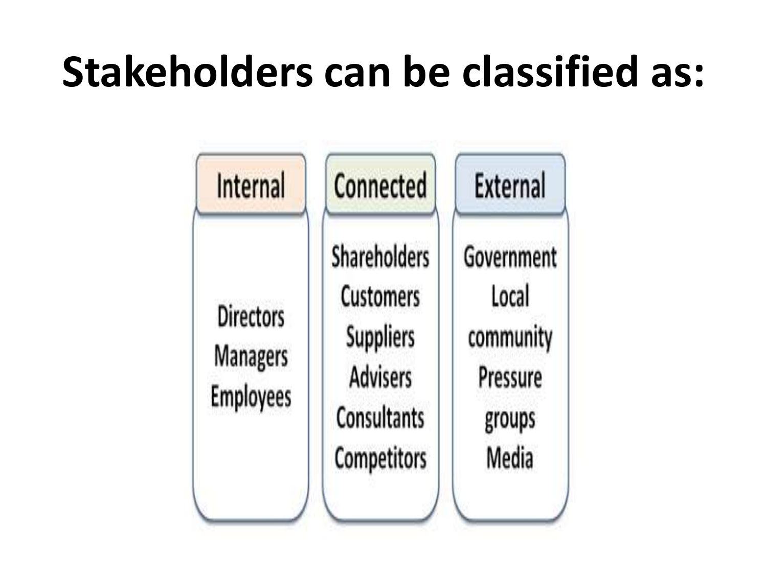# Stakeholders can be classified as:

| Internal | Connected | External |
| --- | --- | --- |
| Directors | Shareholders | Government |
| Managers | Customers | Local community |
| Employees | Suppliers | Pressure groups |
| | Advisers | Media |
| | Consultants | |
| | Competitors | |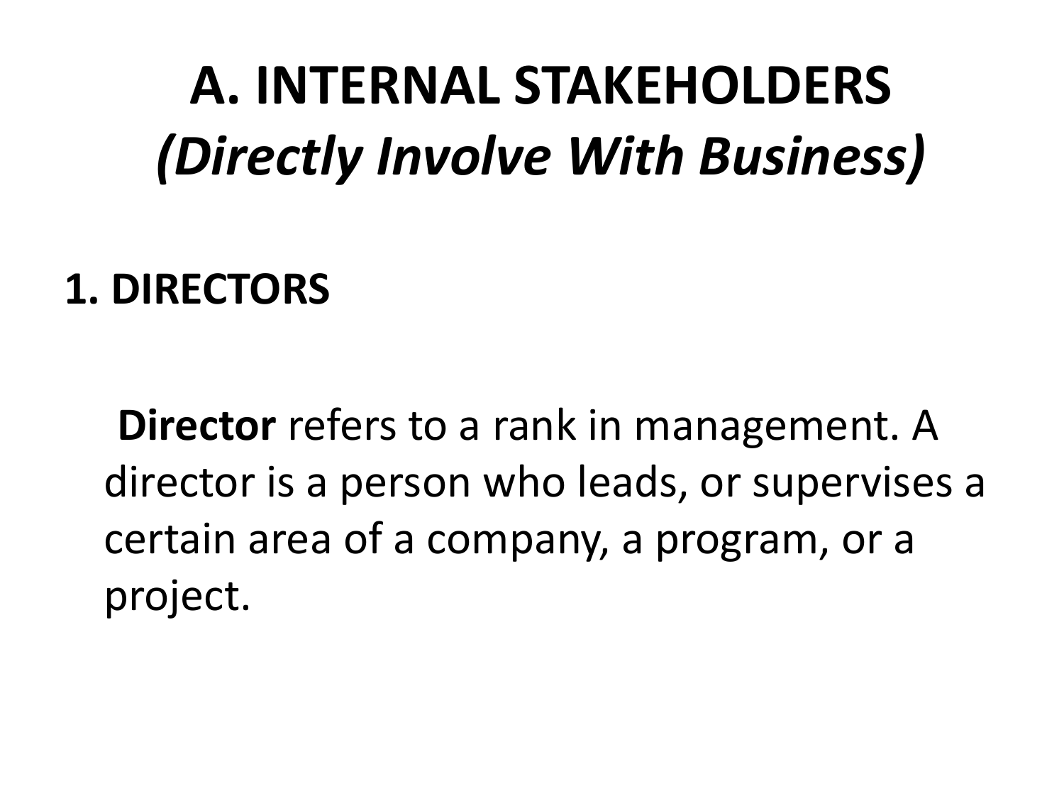# A. INTERNAL STAKEHOLDERS *(Directly Involve With Business)*

## 1. DIRECTORS

**Director** refers to a rank in management. A director is a person who leads, or supervises a certain area of a company, a program, or a project.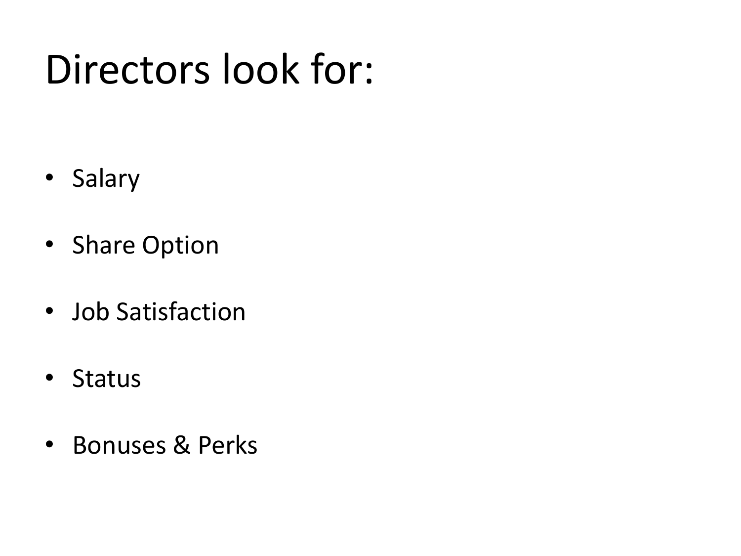# Directors look for:

- Salary
- Share Option
- Job Satisfaction
- Status
- Bonuses & Perks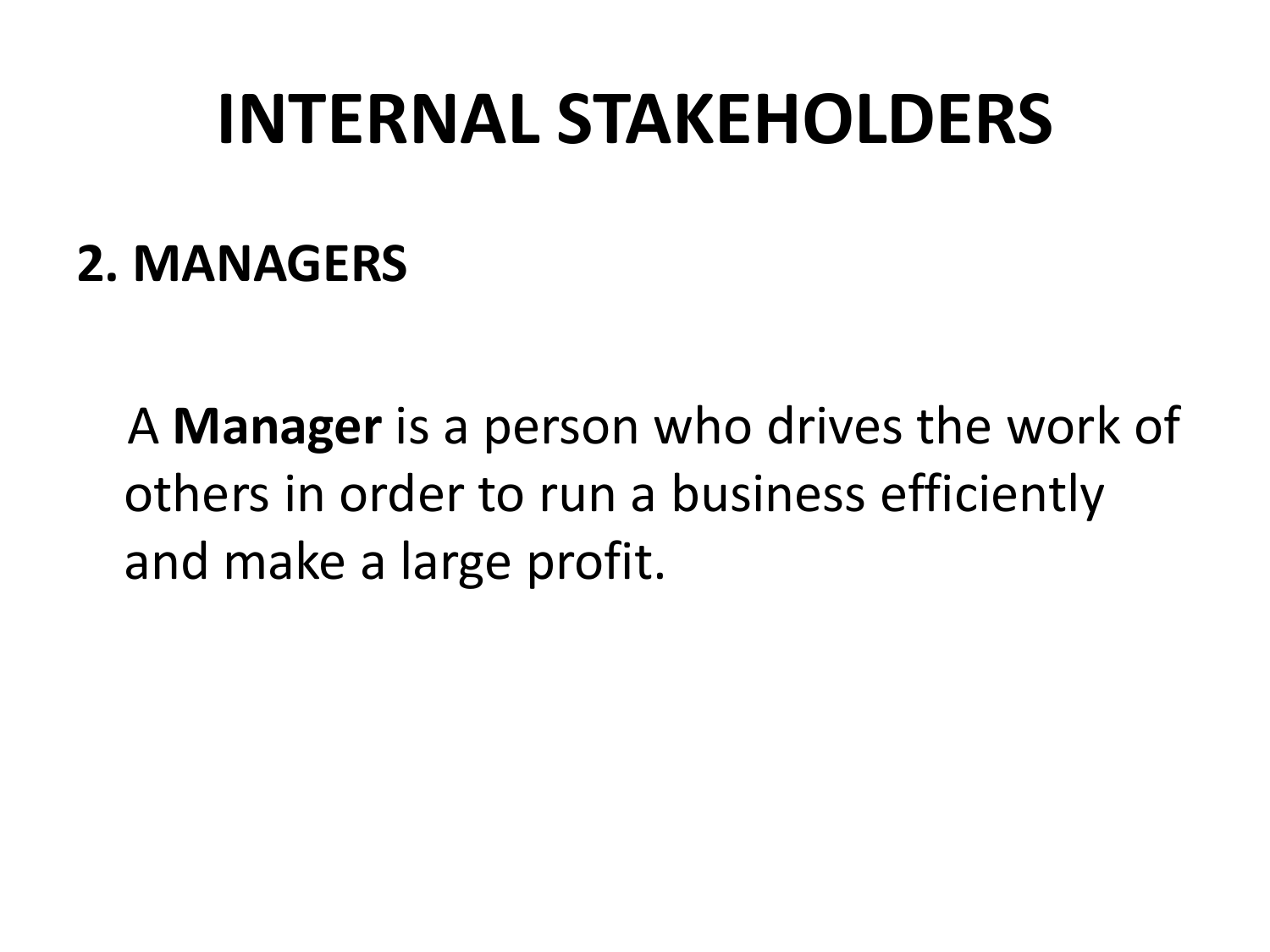# INTERNAL STAKEHOLDERS

## 2. MANAGERS

A **Manager** is a person who drives the work of others in order to run a business efficiently and make a large profit.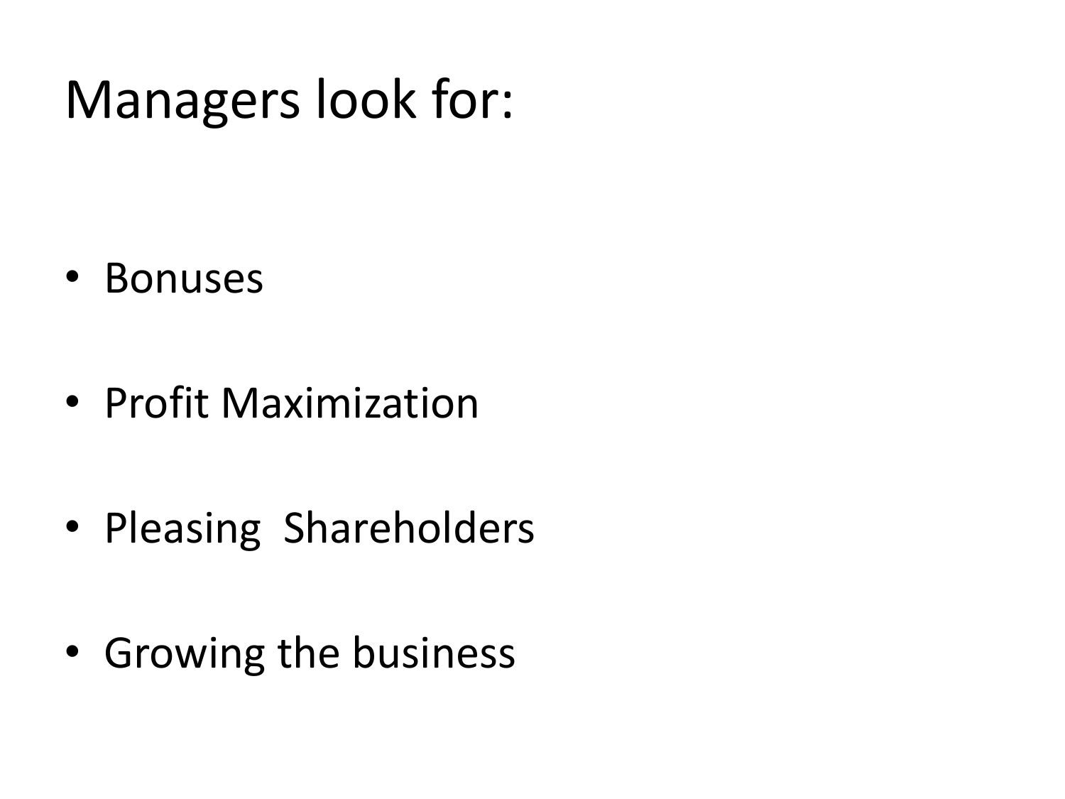# Managers look for:

- Bonuses
- Profit Maximization
- Pleasing  Shareholders
- Growing the business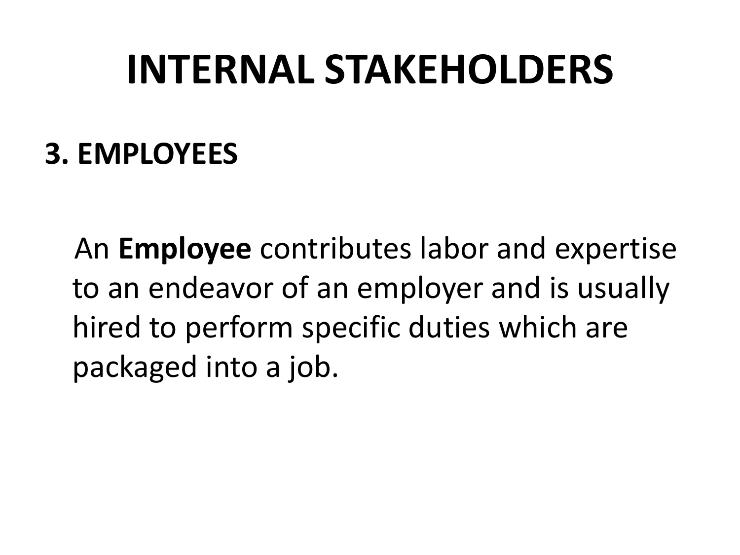# INTERNAL STAKEHOLDERS

## 3. EMPLOYEES

An **Employee** contributes labor and expertise to an endeavor of an employer and is usually hired to perform specific duties which are packaged into a job.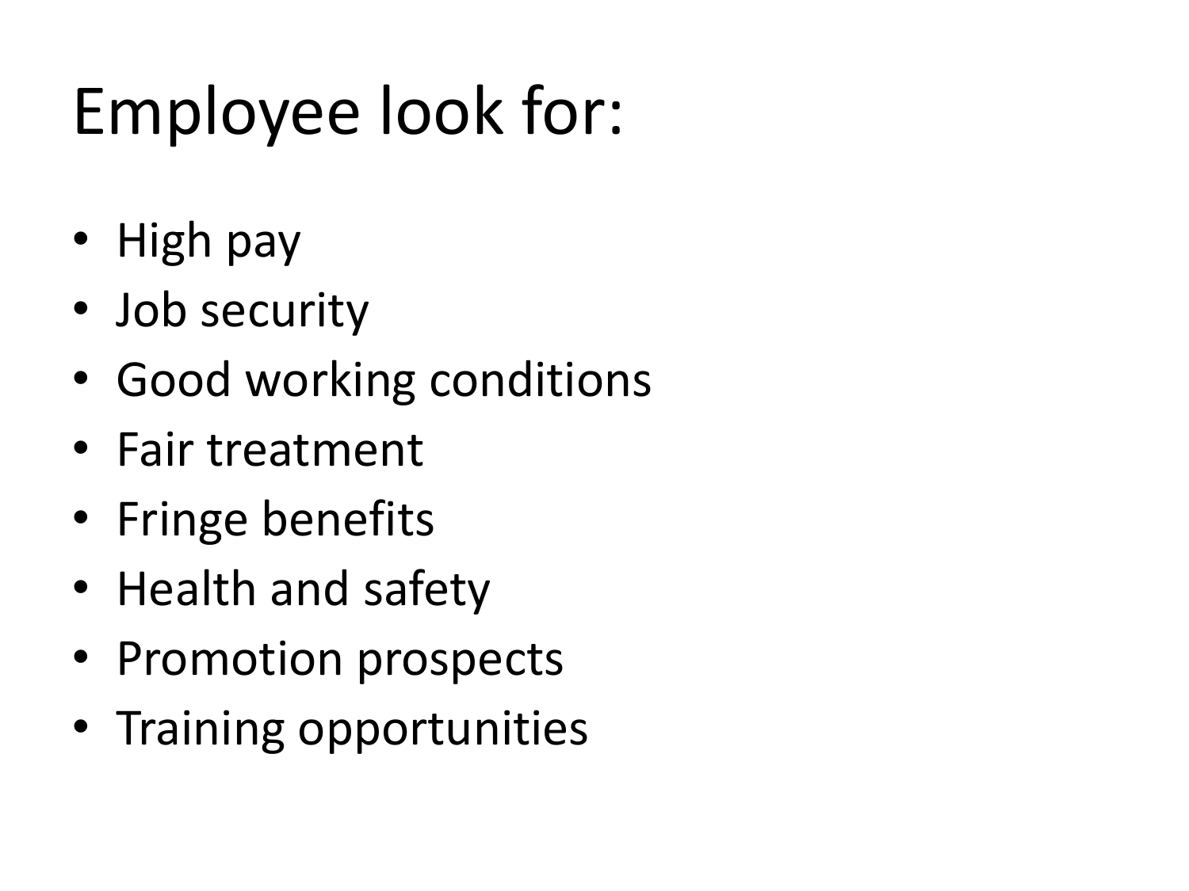# Employee look for:

- High pay
- Job security
- Good working conditions
- Fair treatment
- Fringe benefits
- Health and safety
- Promotion prospects
- Training opportunities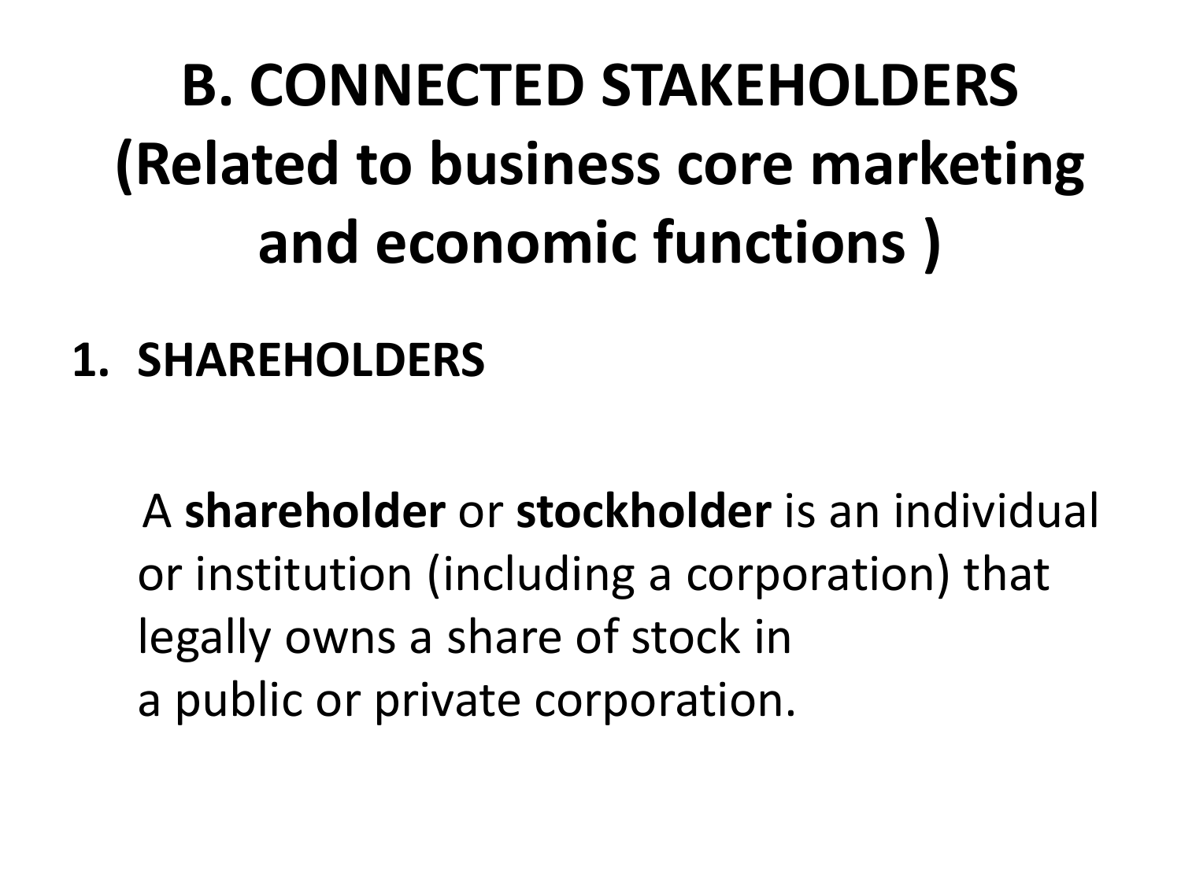# B. CONNECTED STAKEHOLDERS (Related to business core marketing and economic functions )

1. **SHAREHOLDERS**

A **shareholder** or **stockholder** is an individual or institution (including a corporation) that legally owns a share of stock in a public or private corporation.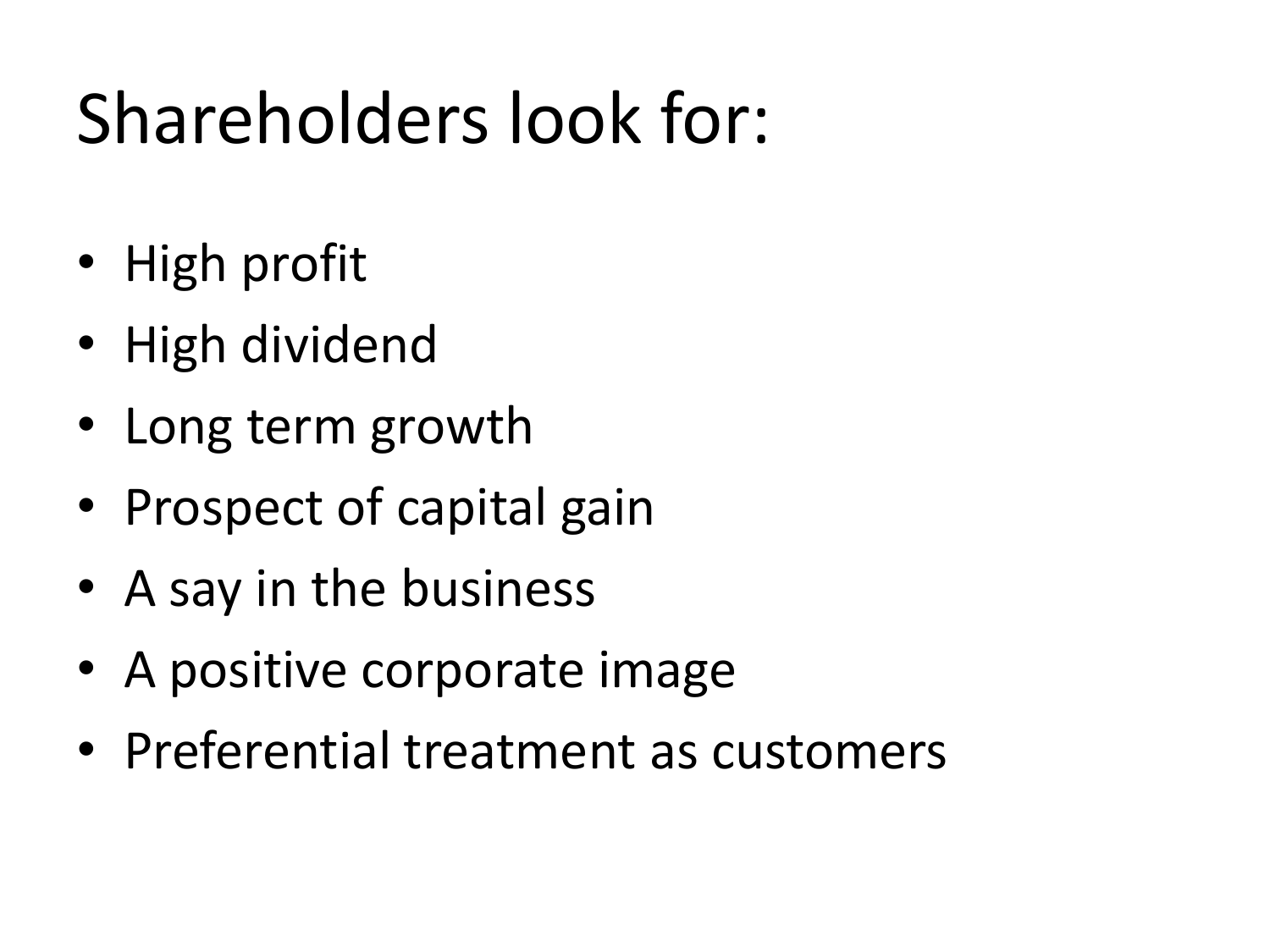# Shareholders look for:

- High profit
- High dividend
- Long term growth
- Prospect of capital gain
- A say in the business
- A positive corporate image
- Preferential treatment as customers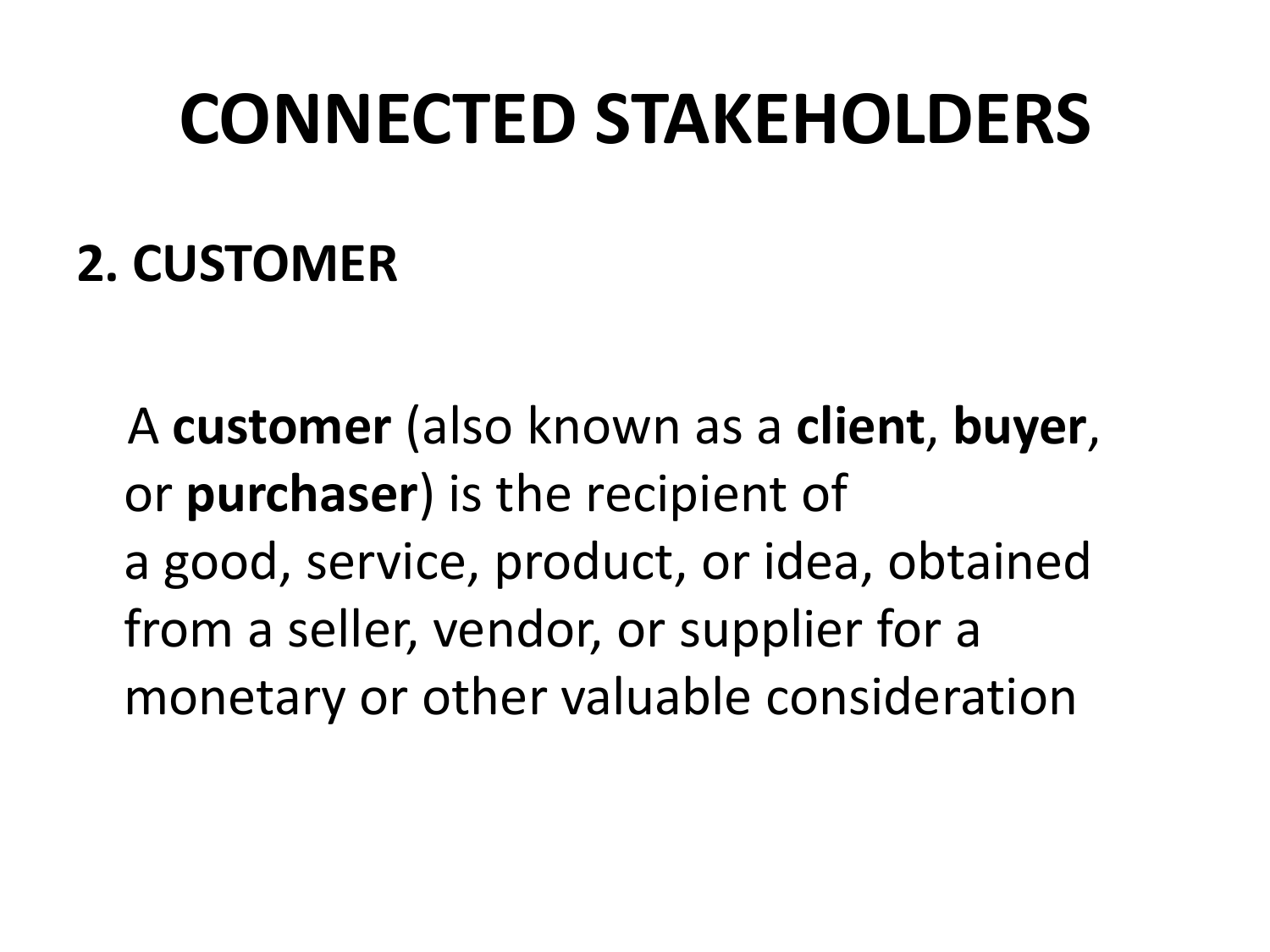# CONNECTED STAKEHOLDERS

## 2. CUSTOMER

A **customer** (also known as a **client**, **buyer**, or **purchaser**) is the recipient of a good, service, product, or idea, obtained from a seller, vendor, or supplier for a monetary or other valuable consideration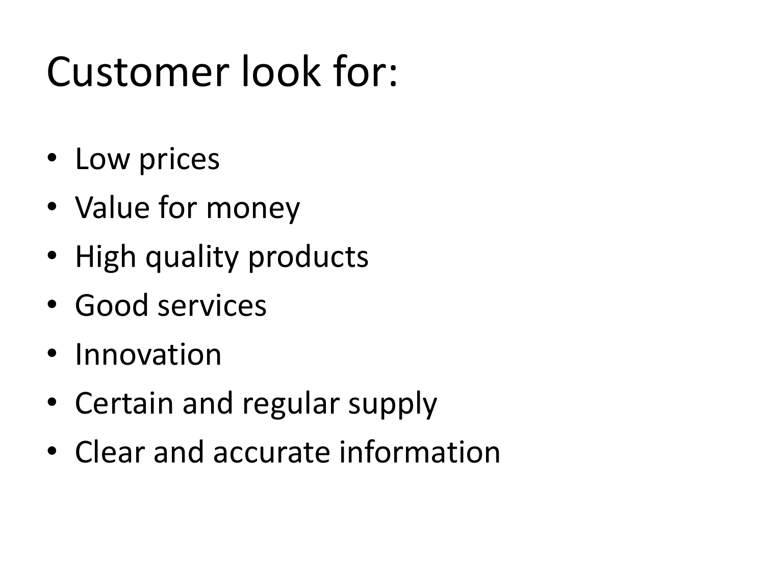# Customer look for:

- Low prices
- Value for money
- High quality products
- Good services
- Innovation
- Certain and regular supply
- Clear and accurate information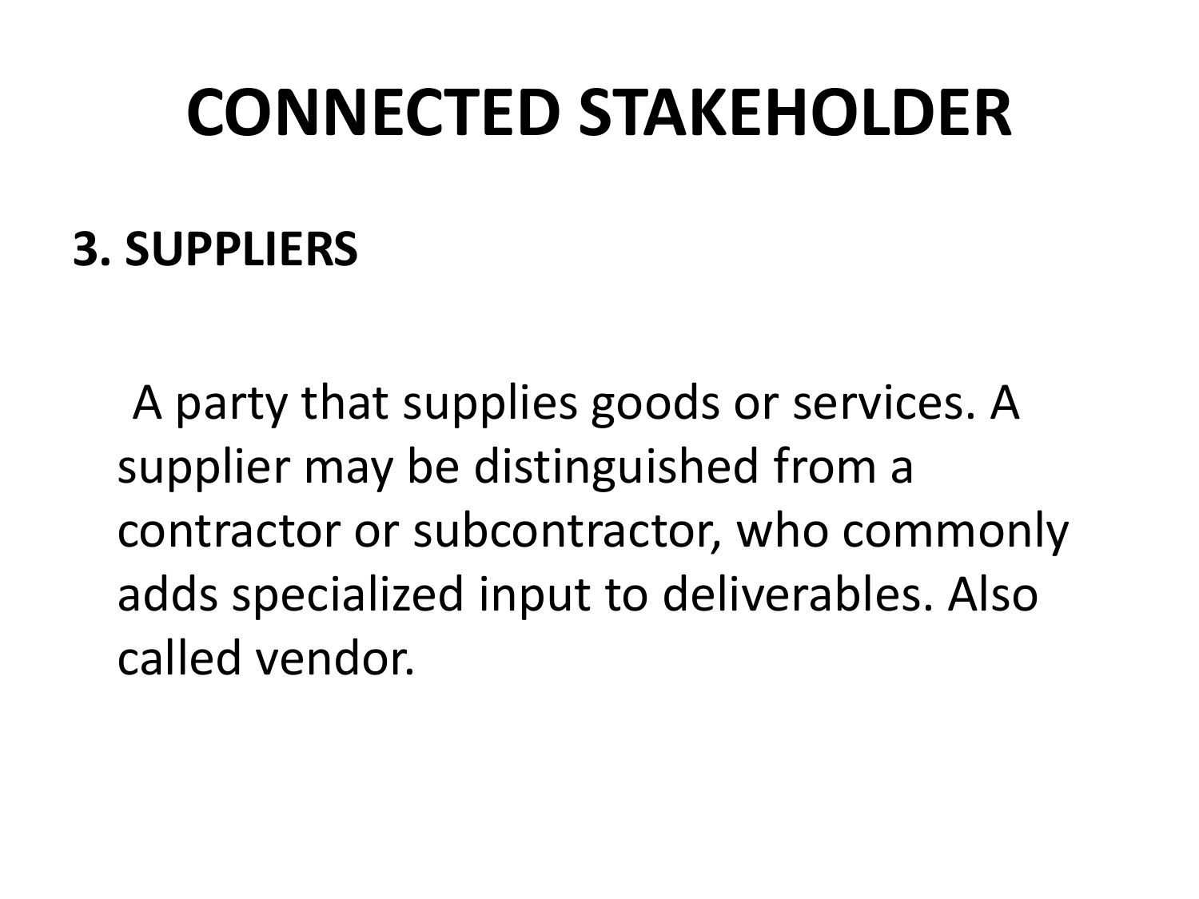# CONNECTED STAKEHOLDER

## 3. SUPPLIERS

A party that supplies goods or services. A supplier may be distinguished from a contractor or subcontractor, who commonly adds specialized input to deliverables. Also called vendor.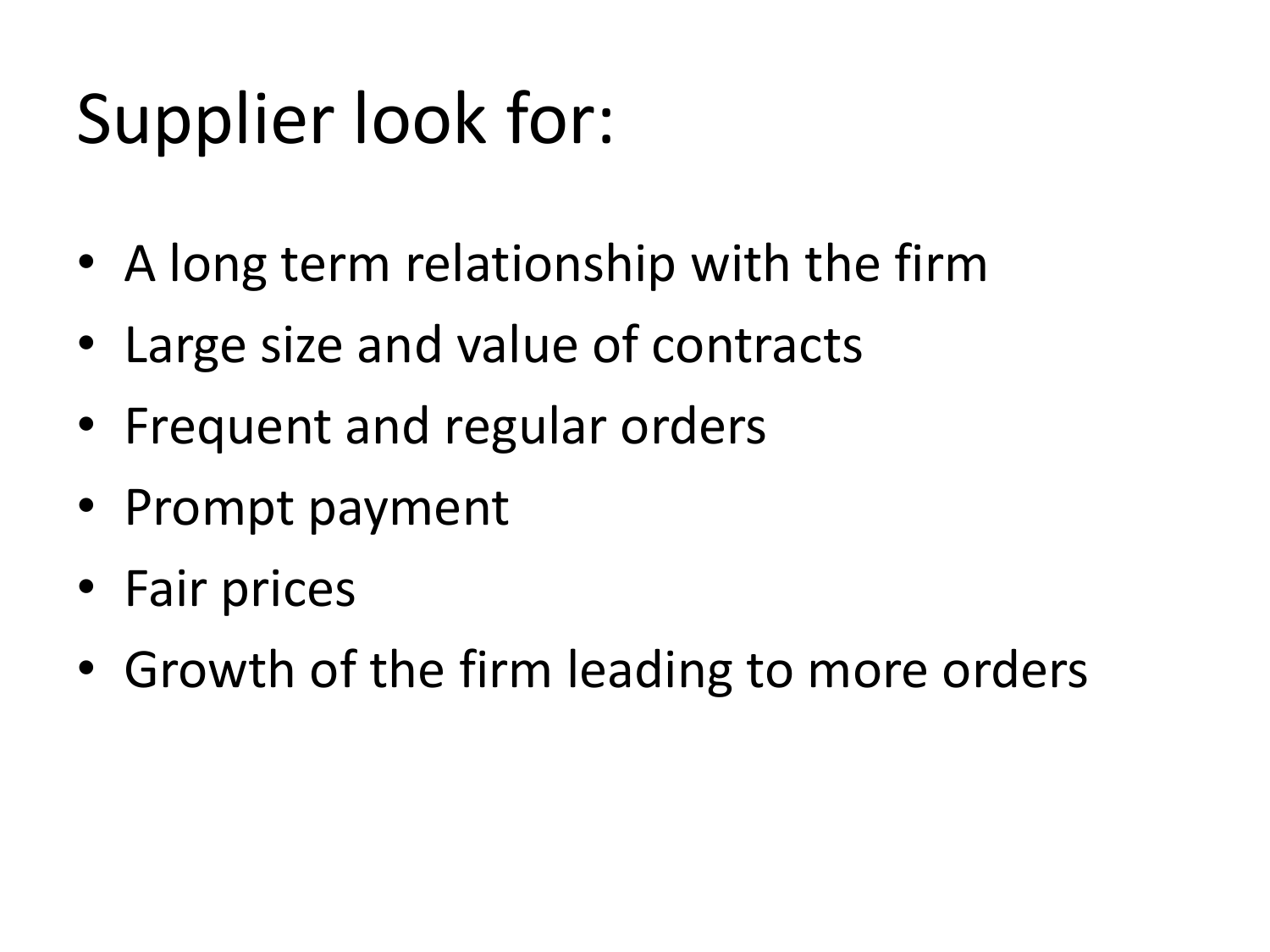# Supplier look for:

- A long term relationship with the firm
- Large size and value of contracts
- Frequent and regular orders
- Prompt payment
- Fair prices
- Growth of the firm leading to more orders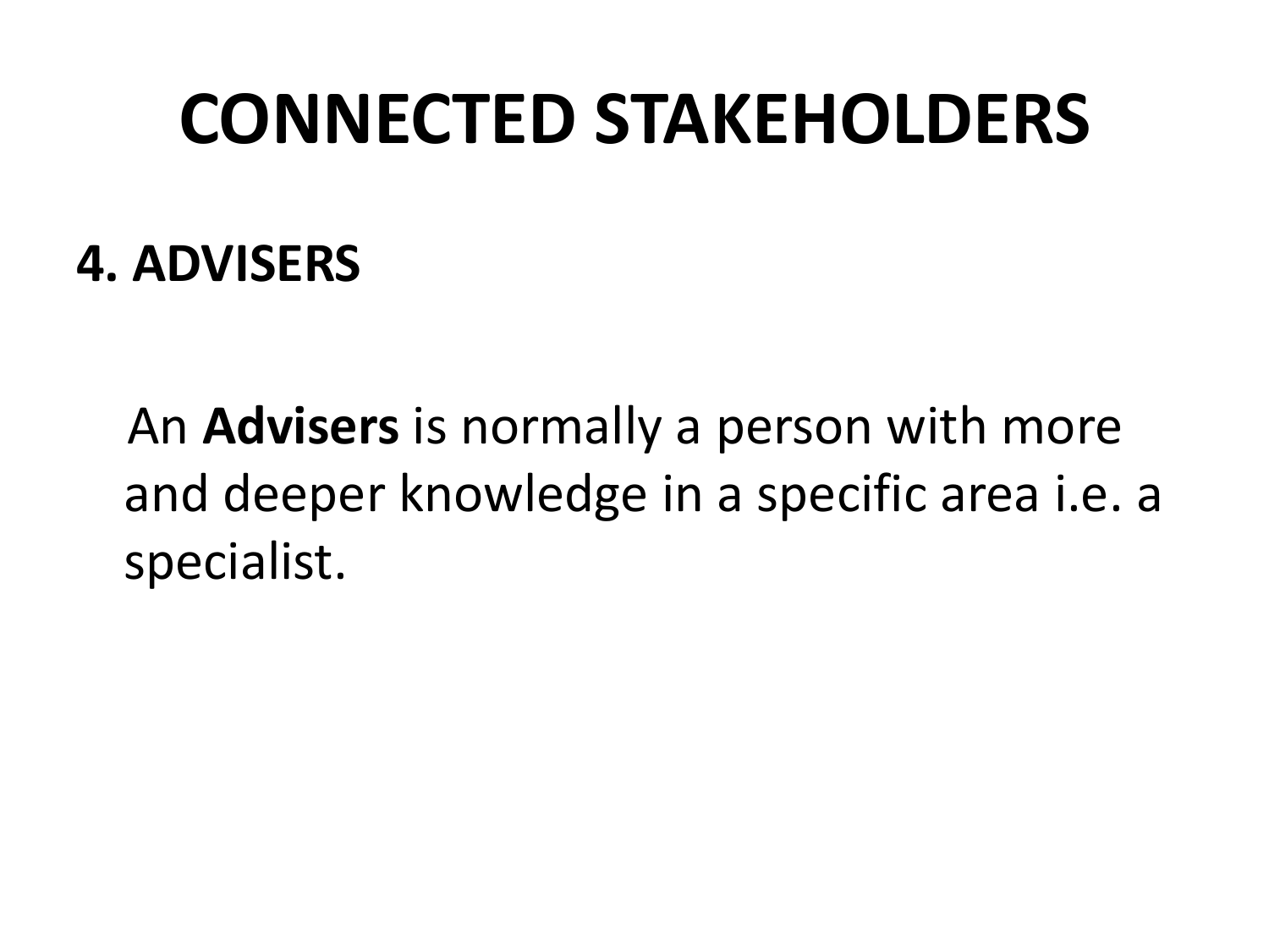# CONNECTED STAKEHOLDERS

## 4. ADVISERS

An **Advisers** is normally a person with more and deeper knowledge in a specific area i.e. a specialist.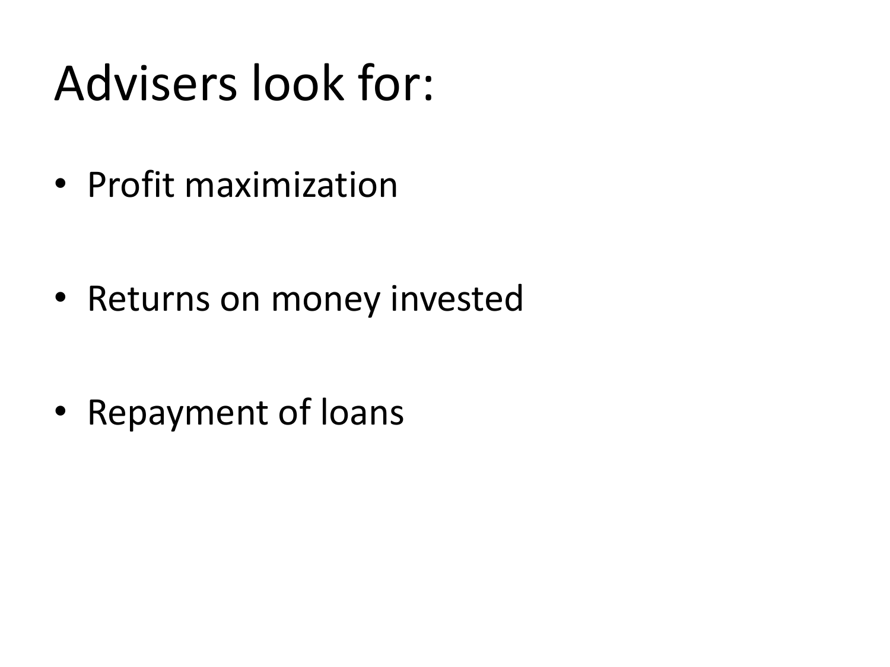# Advisers look for:

- Profit maximization
- Returns on money invested
- Repayment of loans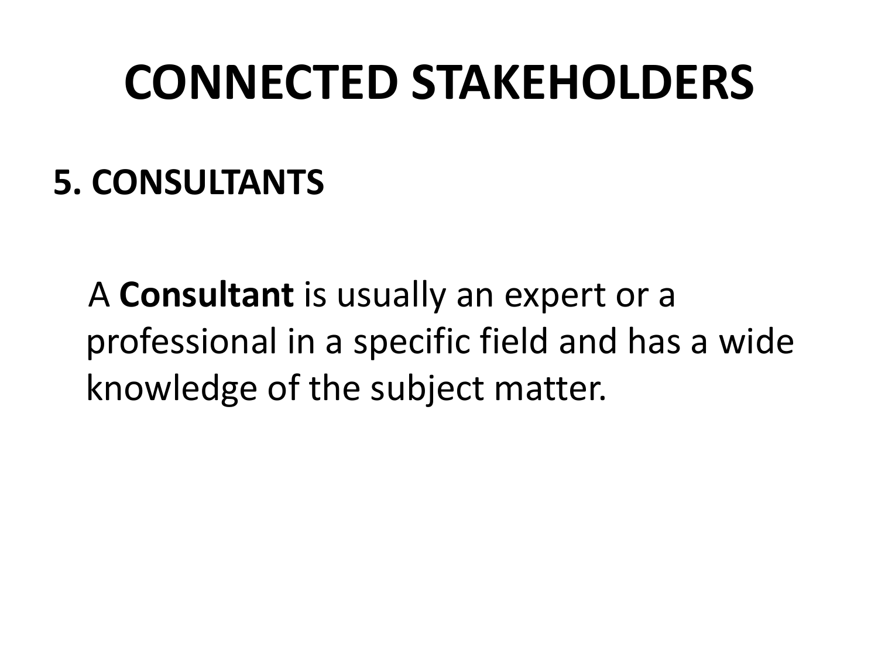# CONNECTED STAKEHOLDERS

## 5. CONSULTANTS

A **Consultant** is usually an expert or a professional in a specific field and has a wide knowledge of the subject matter.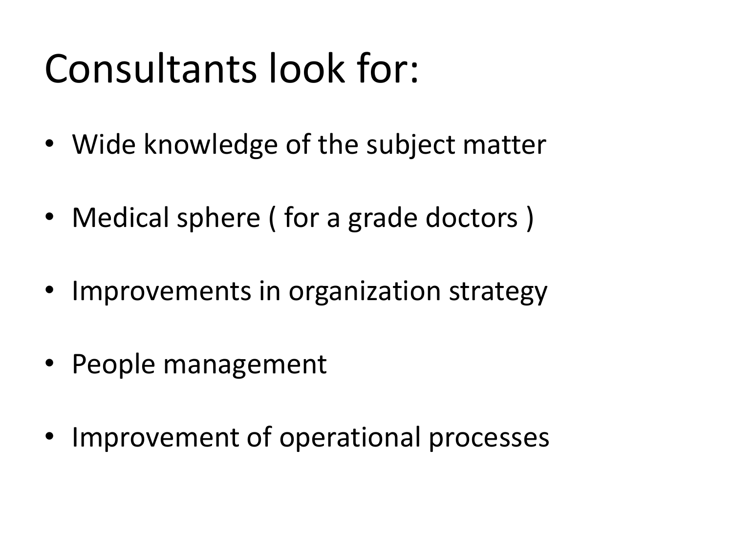# Consultants look for:

- Wide knowledge of the subject matter
- Medical sphere ( for a grade doctors )
- Improvements in organization strategy
- People management
- Improvement of operational processes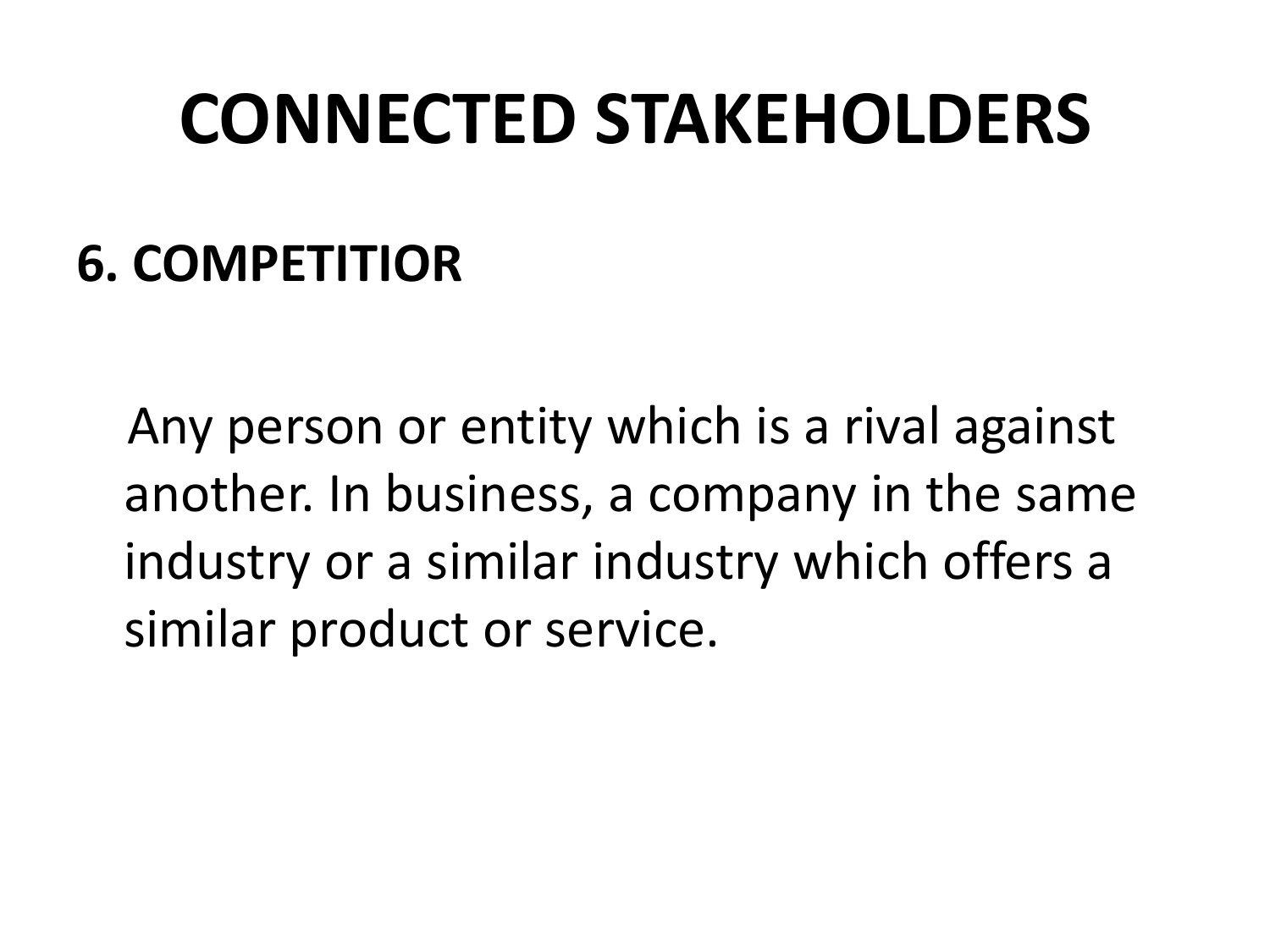# CONNECTED STAKEHOLDERS

## 6. COMPETITIOR

Any person or entity which is a rival against another. In business, a company in the same industry or a similar industry which offers a similar product or service.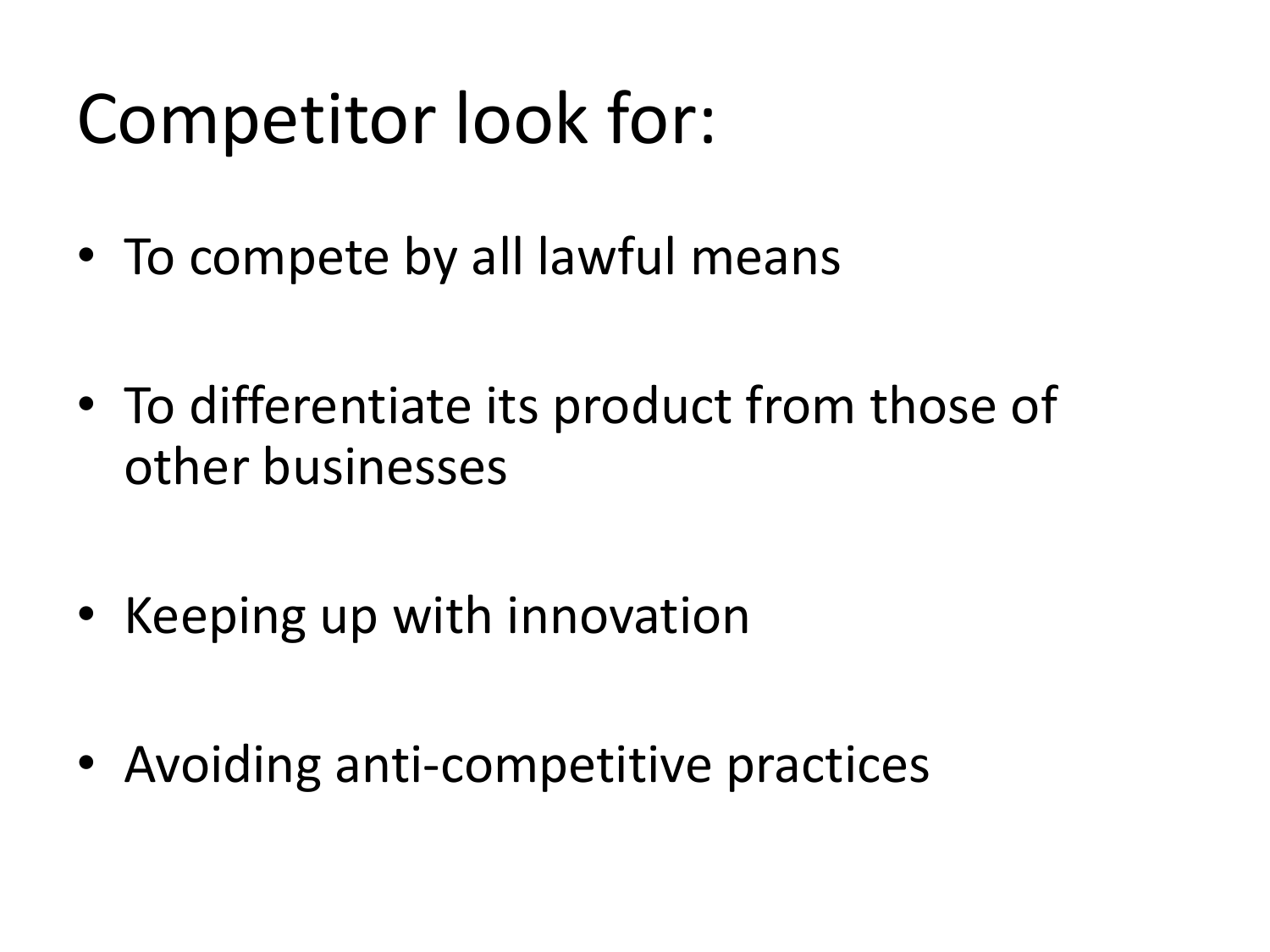# Competitor look for:

- To compete by all lawful means
- To differentiate its product from those of other businesses
- Keeping up with innovation
- Avoiding anti-competitive practices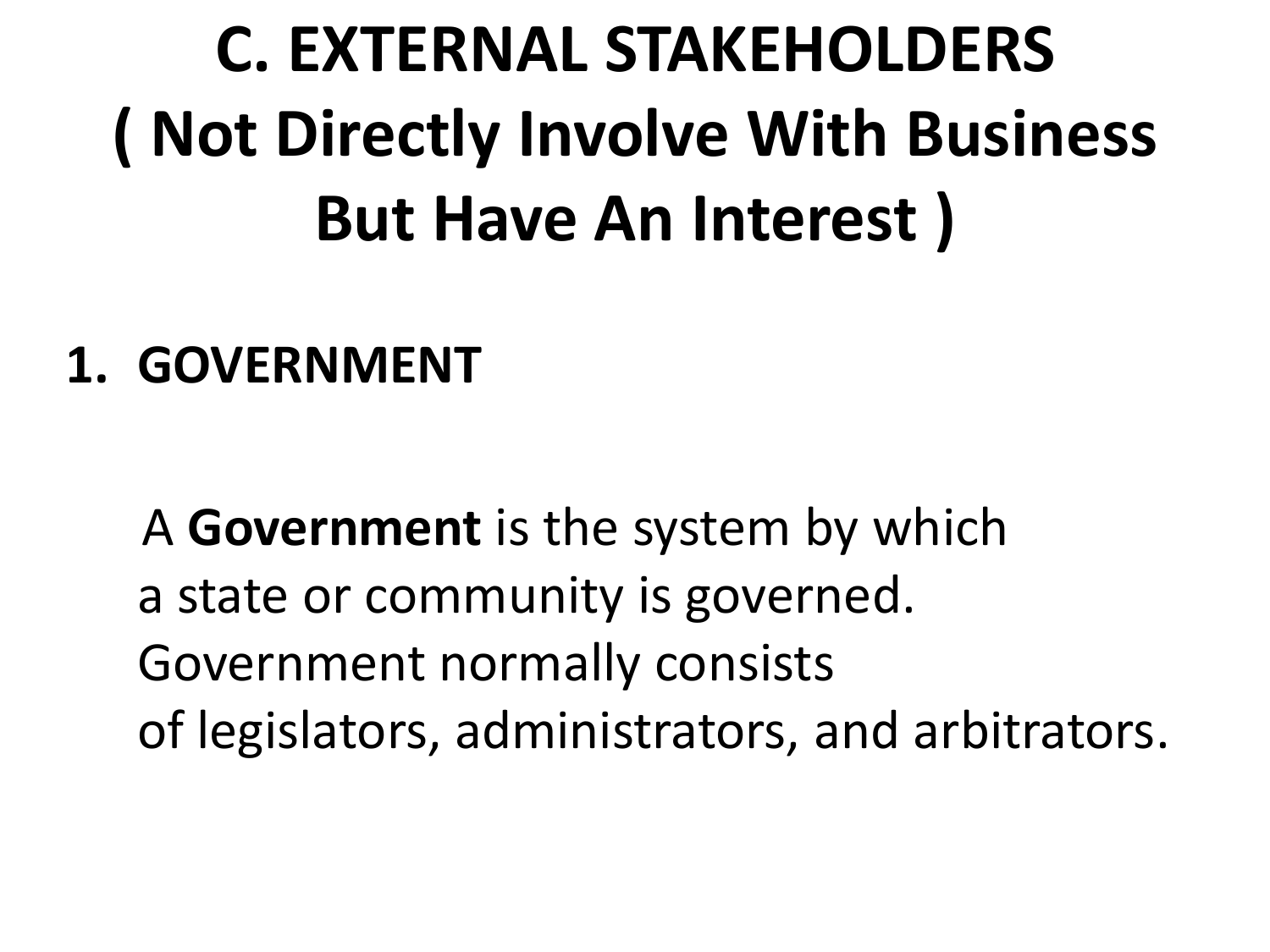# C. EXTERNAL STAKEHOLDERS ( Not Directly Involve With Business But Have An Interest )

1. **GOVERNMENT**

A **Government** is the system by which a state or community is governed. Government normally consists of legislators, administrators, and arbitrators.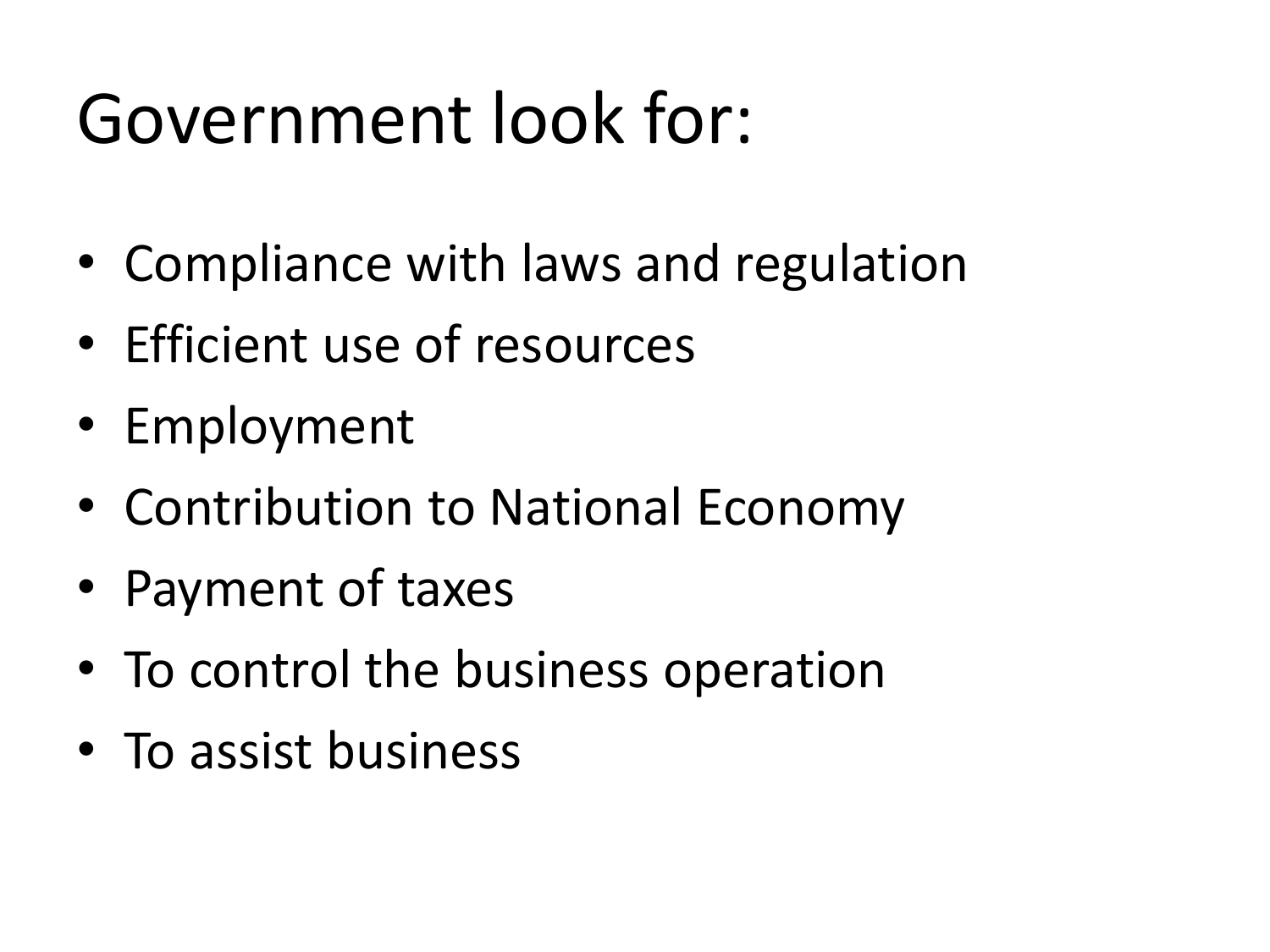# Government look for:

- Compliance with laws and regulation
- Efficient use of resources
- Employment
- Contribution to National Economy
- Payment of taxes
- To control the business operation
- To assist business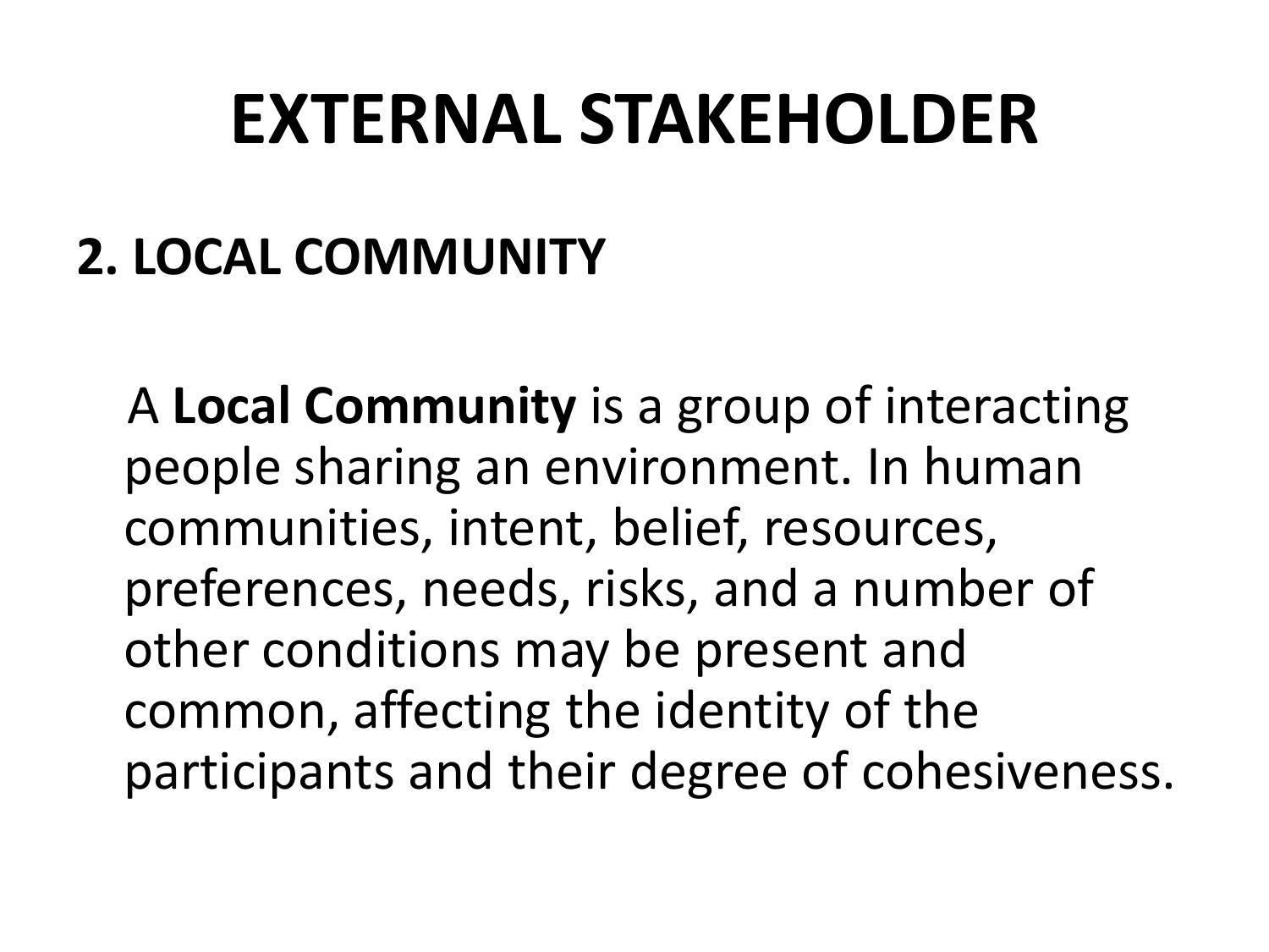# EXTERNAL STAKEHOLDER

## 2. LOCAL COMMUNITY

A **Local Community** is a group of interacting people sharing an environment. In human communities, intent, belief, resources, preferences, needs, risks, and a number of other conditions may be present and common, affecting the identity of the participants and their degree of cohesiveness.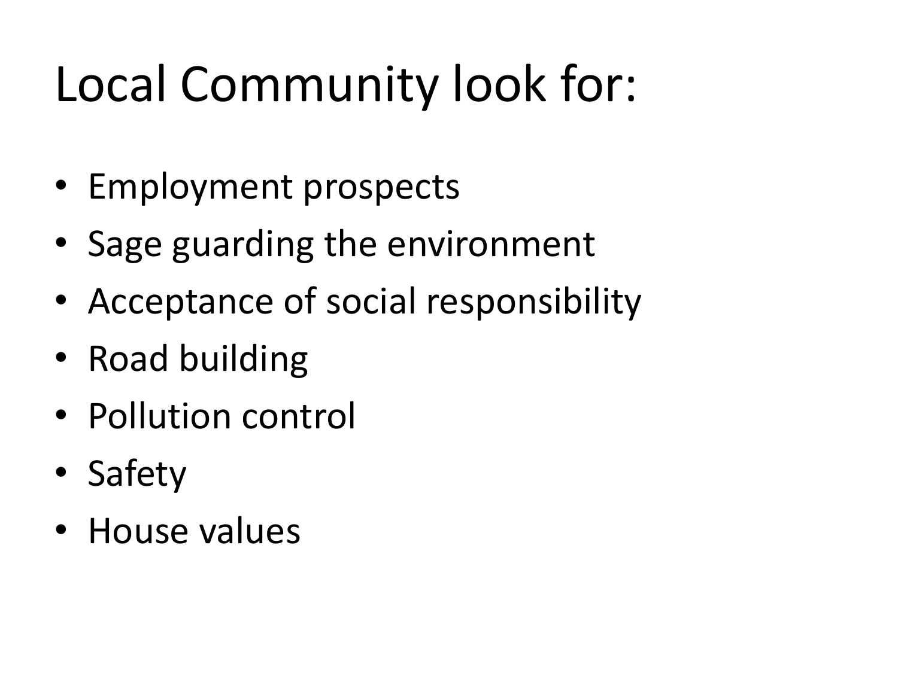# Local Community look for:

- Employment prospects
- Sage guarding the environment
- Acceptance of social responsibility
- Road building
- Pollution control
- Safety
- House values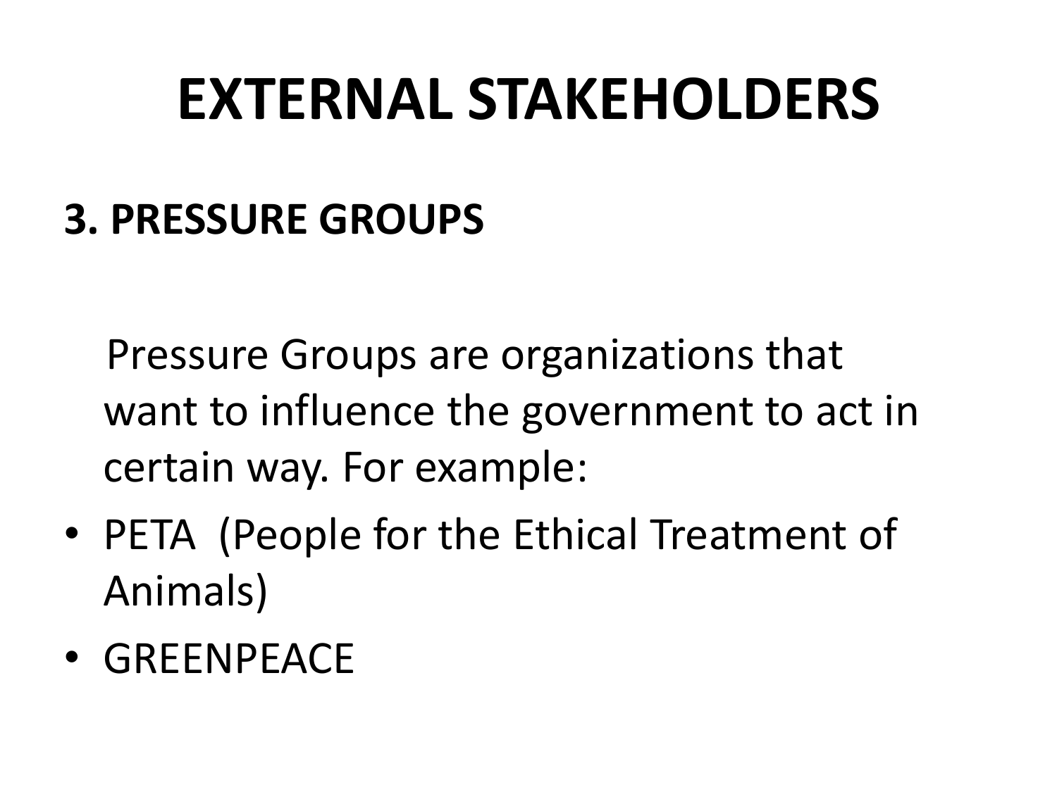# EXTERNAL STAKEHOLDERS

## 3. PRESSURE GROUPS

Pressure Groups are organizations that want to influence the government to act in certain way. For example:

- PETA (People for the Ethical Treatment of Animals)
- GREENPEACE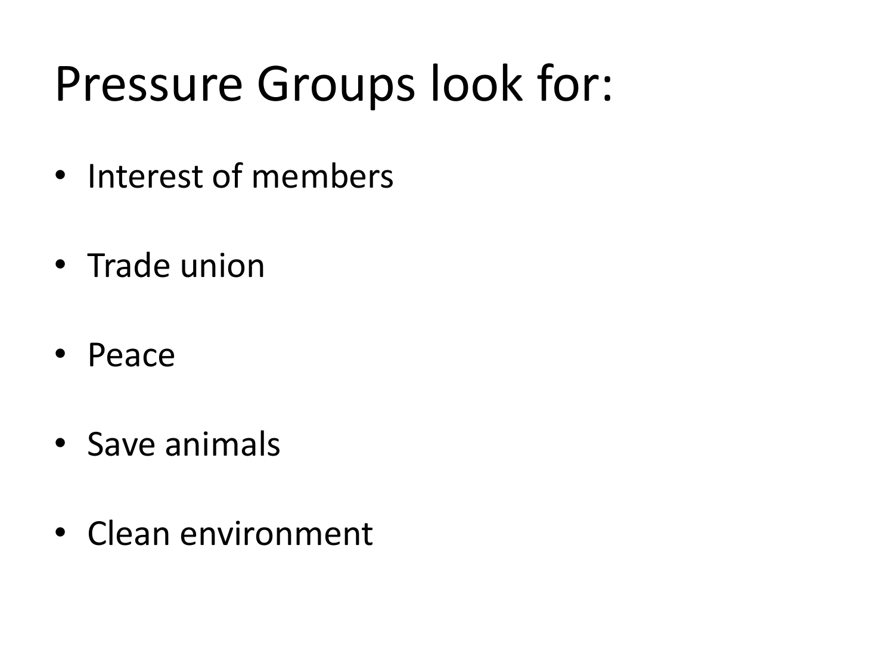# Pressure Groups look for:

- Interest of members
- Trade union
- Peace
- Save animals
- Clean environment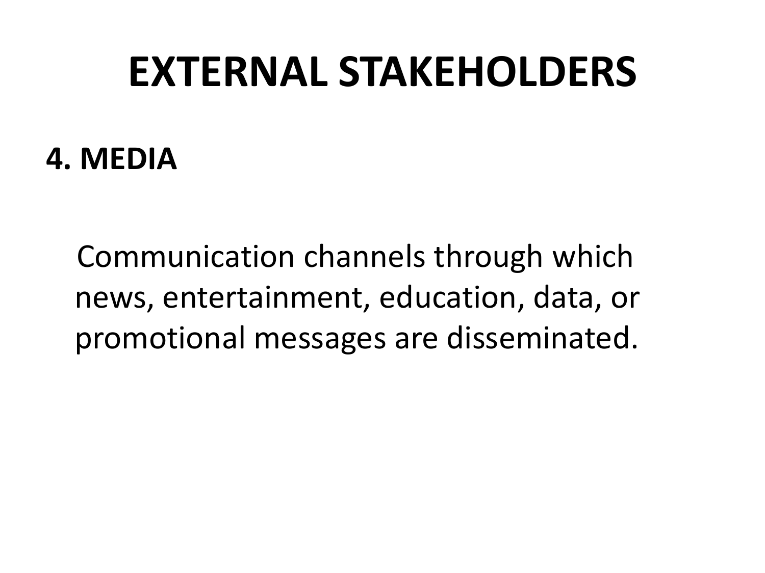# EXTERNAL STAKEHOLDERS

## 4. MEDIA

Communication channels through which news, entertainment, education, data, or promotional messages are disseminated.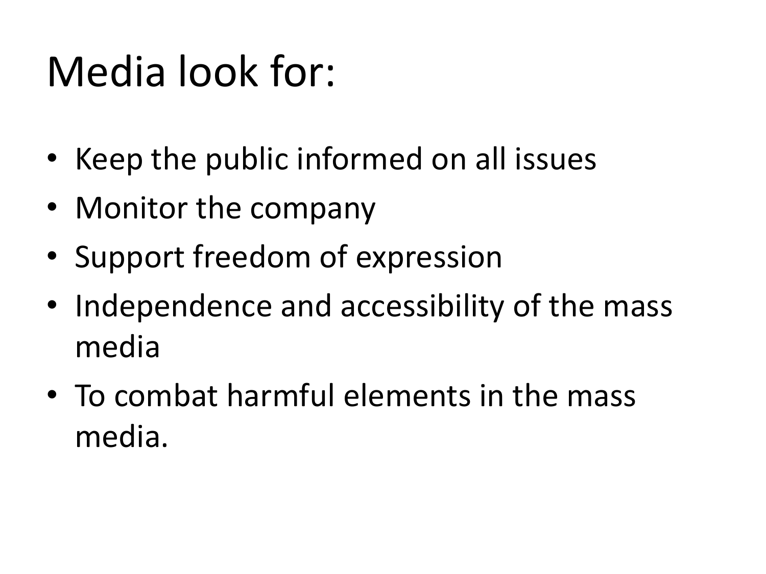# Media look for:

- Keep the public informed on all issues
- Monitor the company
- Support freedom of expression
- Independence and accessibility of the mass media
- To combat harmful elements in the mass media.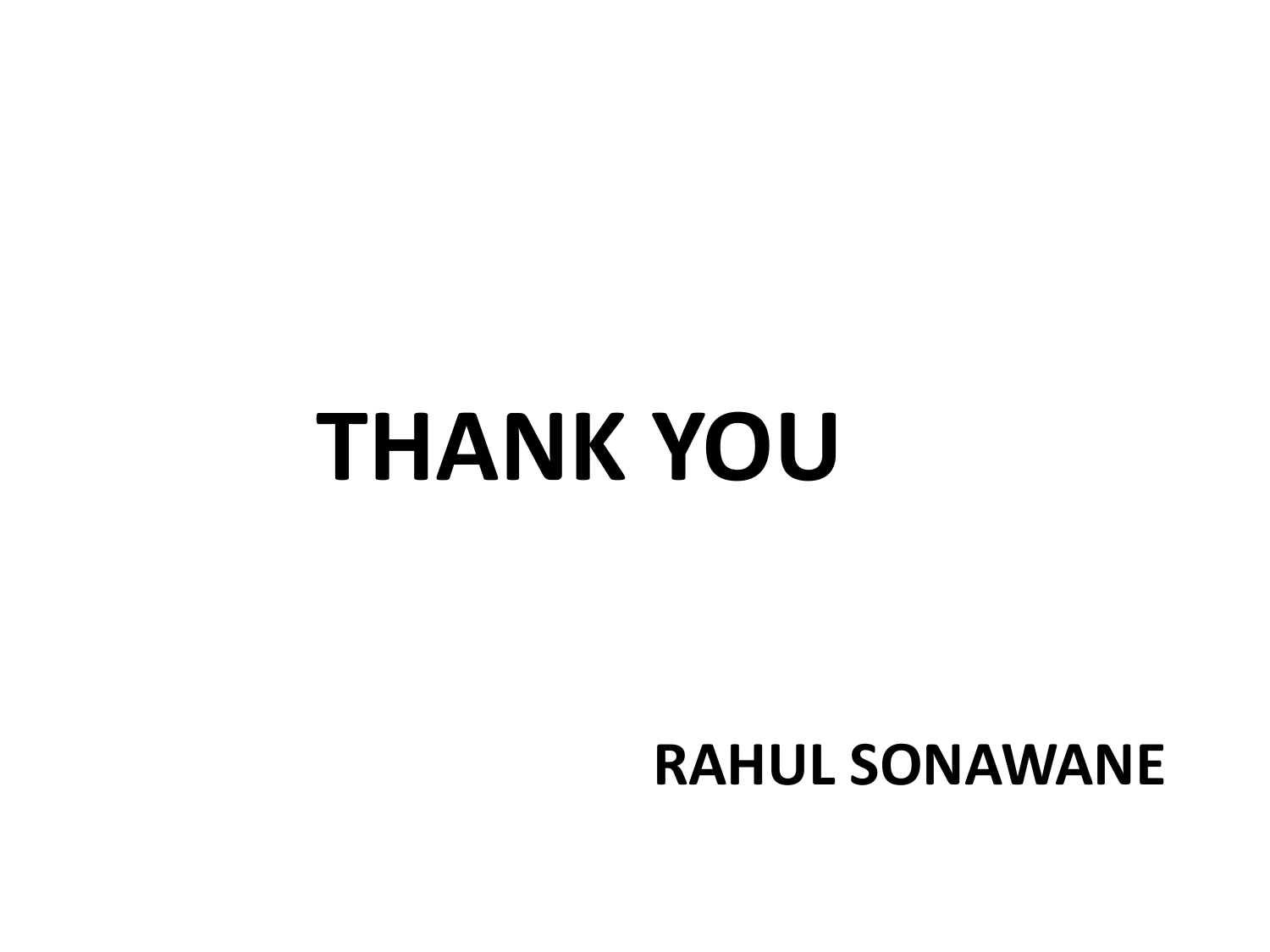# THANK YOU

**RAHUL SONAWANE**